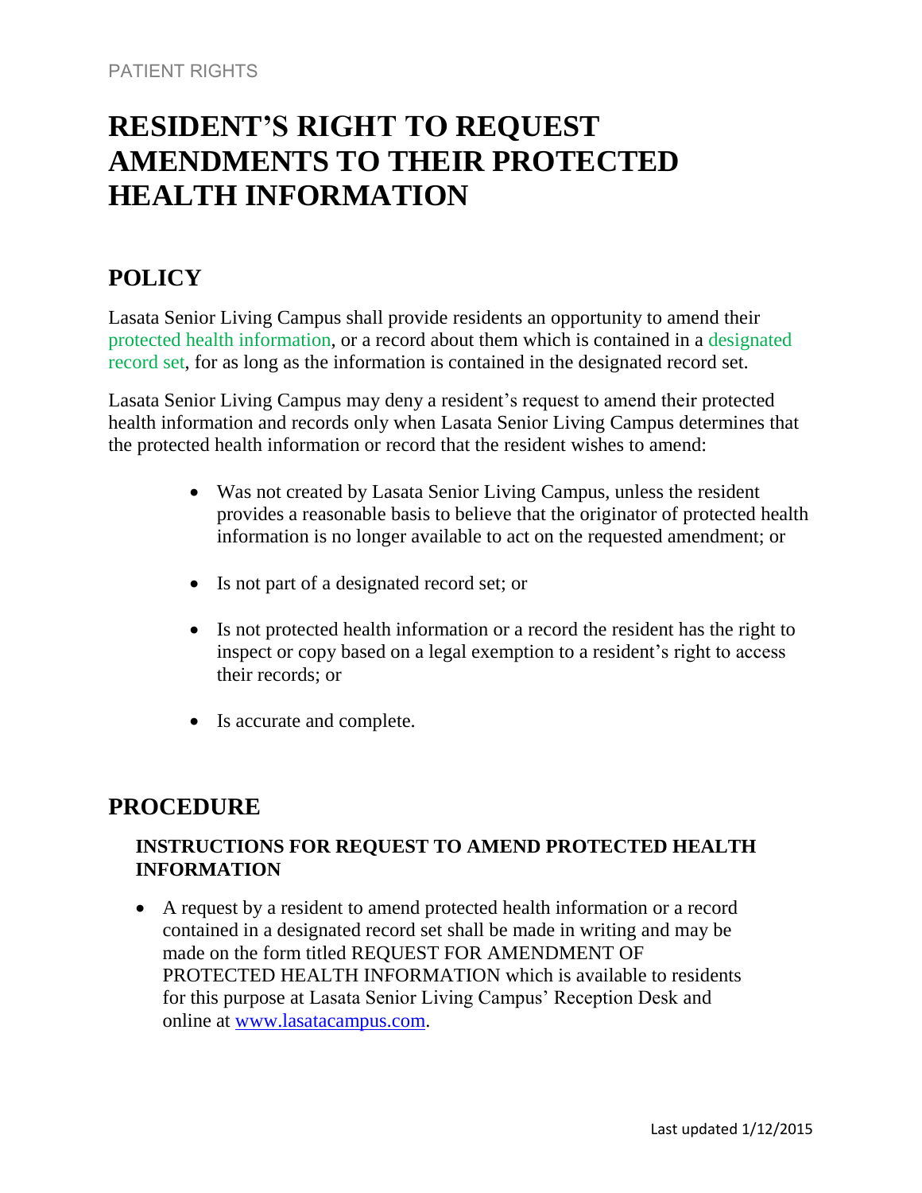PATIENT RIGHTS

# RESIDENT'S RIGHT TO REQUEST AMENDMENTS TO THEIR PROTECTED HEALTH INFORMATION

## POLICY

Lasata Senior Living Campus shall provide residents an opportunity to amend their protected health information, or a record about them which is contained in a designated record set, for as long as the information is contained in the designated record set.

Lasata Senior Living Campus may deny a resident's request to amend their protected health information and records only when Lasata Senior Living Campus determines that the protected health information or record that the resident wishes to amend:

- Was not created by Lasata Senior Living Campus, unless the resident provides a reasonable basis to believe that the originator of protected health information is no longer available to act on the requested amendment; or
- Is not part of a designated record set; or
- Is not protected health information or a record the resident has the right to inspect or copy based on a legal exemption to a resident's right to access their records; or
- Is accurate and complete.

## PROCEDURE

### INSTRUCTIONS FOR REQUEST TO AMEND PROTECTED HEALTH INFORMATION

- A request by a resident to amend protected health information or a record contained in a designated record set shall be made in writing and may be made on the form titled REQUEST FOR AMENDMENT OF PROTECTED HEALTH INFORMATION which is available to residents for this purpose at Lasata Senior Living Campus' Reception Desk and online at [www.lasatacampus.com](http://www.lasatacampus.com).

Last updated 1/12/2015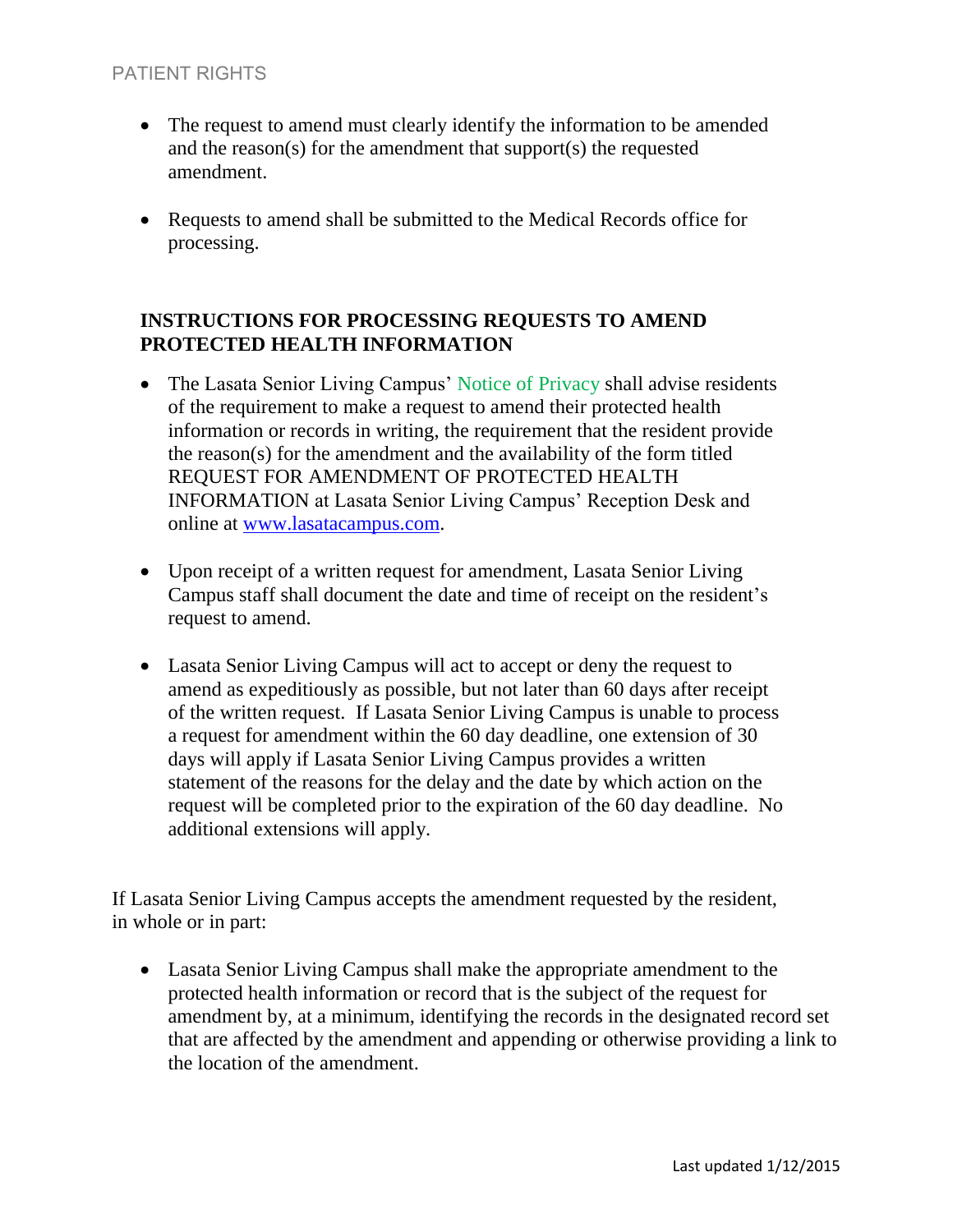- The request to amend must clearly identify the information to be amended and the reason(s) for the amendment that support(s) the requested amendment.

- Requests to amend shall be submitted to the Medical Records office for processing.

**INSTRUCTIONS FOR PROCESSING REQUESTS TO AMEND PROTECTED HEALTH INFORMATION**

- The Lasata Senior Living Campus' Notice of Privacy shall advise residents of the requirement to make a request to amend their protected health information or records in writing, the requirement that the resident provide the reason(s) for the amendment and the availability of the form titled REQUEST FOR AMENDMENT OF PROTECTED HEALTH INFORMATION at Lasata Senior Living Campus' Reception Desk and online at [www.lasatacampus.com](http://www.lasatacampus.com).

- Upon receipt of a written request for amendment, Lasata Senior Living Campus staff shall document the date and time of receipt on the resident's request to amend.

- Lasata Senior Living Campus will act to accept or deny the request to amend as expeditiously as possible, but not later than 60 days after receipt of the written request. If Lasata Senior Living Campus is unable to process a request for amendment within the 60 day deadline, one extension of 30 days will apply if Lasata Senior Living Campus provides a written statement of the reasons for the delay and the date by which action on the request will be completed prior to the expiration of the 60 day deadline. No additional extensions will apply.

If Lasata Senior Living Campus accepts the amendment requested by the resident, in whole or in part:

- Lasata Senior Living Campus shall make the appropriate amendment to the protected health information or record that is the subject of the request for amendment by, at a minimum, identifying the records in the designated record set that are affected by the amendment and appending or otherwise providing a link to the location of the amendment.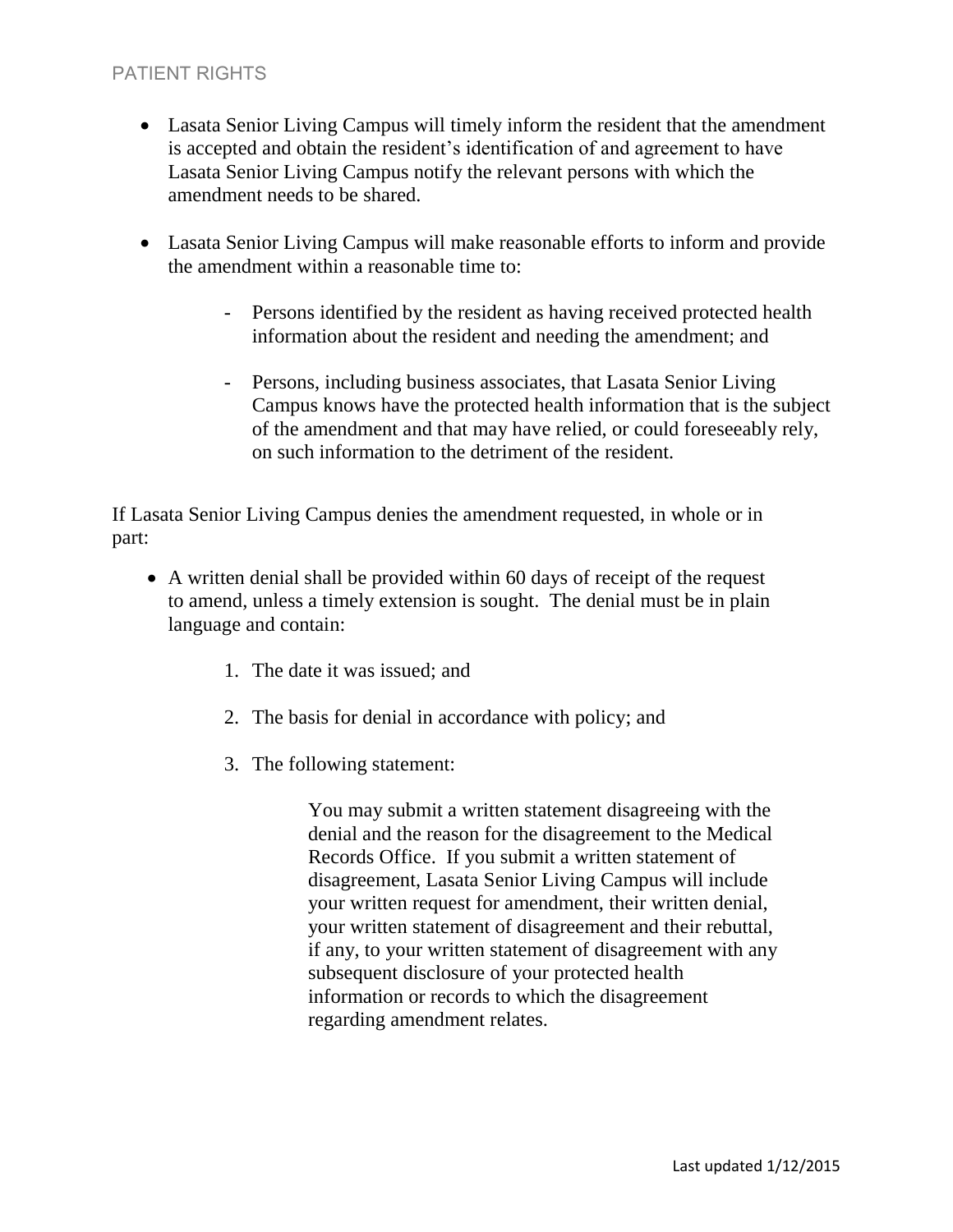- Lasata Senior Living Campus will timely inform the resident that the amendment is accepted and obtain the resident's identification of and agreement to have Lasata Senior Living Campus notify the relevant persons with which the amendment needs to be shared.

- Lasata Senior Living Campus will make reasonable efforts to inform and provide the amendment within a reasonable time to:

  - Persons identified by the resident as having received protected health information about the resident and needing the amendment; and

  - Persons, including business associates, that Lasata Senior Living Campus knows have the protected health information that is the subject of the amendment and that may have relied, or could foreseeably rely, on such information to the detriment of the resident.

If Lasata Senior Living Campus denies the amendment requested, in whole or in part:

- A written denial shall be provided within 60 days of receipt of the request to amend, unless a timely extension is sought. The denial must be in plain language and contain:

  1. The date it was issued; and

  2. The basis for denial in accordance with policy; and

  3. The following statement:

     > You may submit a written statement disagreeing with the denial and the reason for the disagreement to the Medical Records Office. If you submit a written statement of disagreement, Lasata Senior Living Campus will include your written request for amendment, their written denial, your written statement of disagreement and their rebuttal, if any, to your written statement of disagreement with any subsequent disclosure of your protected health information or records to which the disagreement regarding amendment relates.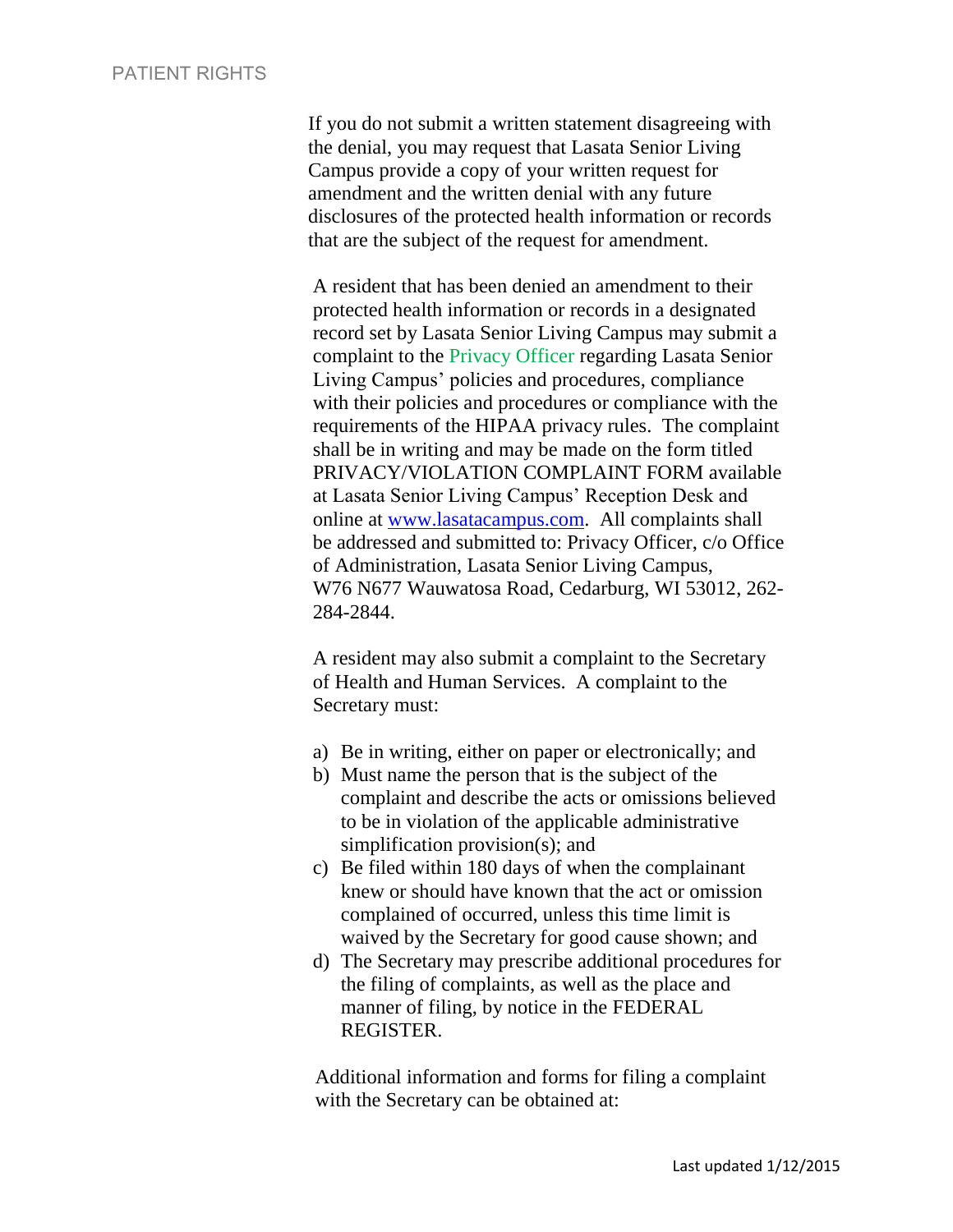If you do not submit a written statement disagreeing with the denial, you may request that Lasata Senior Living Campus provide a copy of your written request for amendment and the written denial with any future disclosures of the protected health information or records that are the subject of the request for amendment.

A resident that has been denied an amendment to their protected health information or records in a designated record set by Lasata Senior Living Campus may submit a complaint to the Privacy Officer regarding Lasata Senior Living Campus' policies and procedures, compliance with their policies and procedures or compliance with the requirements of the HIPAA privacy rules. The complaint shall be in writing and may be made on the form titled PRIVACY/VIOLATION COMPLAINT FORM available at Lasata Senior Living Campus' Reception Desk and online at [www.lasatacampus.com](http://www.lasatacampus.com). All complaints shall be addressed and submitted to: Privacy Officer, c/o Office of Administration, Lasata Senior Living Campus, W76 N677 Wauwatosa Road, Cedarburg, WI 53012, 262-284-2844.

A resident may also submit a complaint to the Secretary of Health and Human Services. A complaint to the Secretary must:

a) Be in writing, either on paper or electronically; and
b) Must name the person that is the subject of the complaint and describe the acts or omissions believed to be in violation of the applicable administrative simplification provision(s); and
c) Be filed within 180 days of when the complainant knew or should have known that the act or omission complained of occurred, unless this time limit is waived by the Secretary for good cause shown; and
d) The Secretary may prescribe additional procedures for the filing of complaints, as well as the place and manner of filing, by notice in the FEDERAL REGISTER.

Additional information and forms for filing a complaint with the Secretary can be obtained at: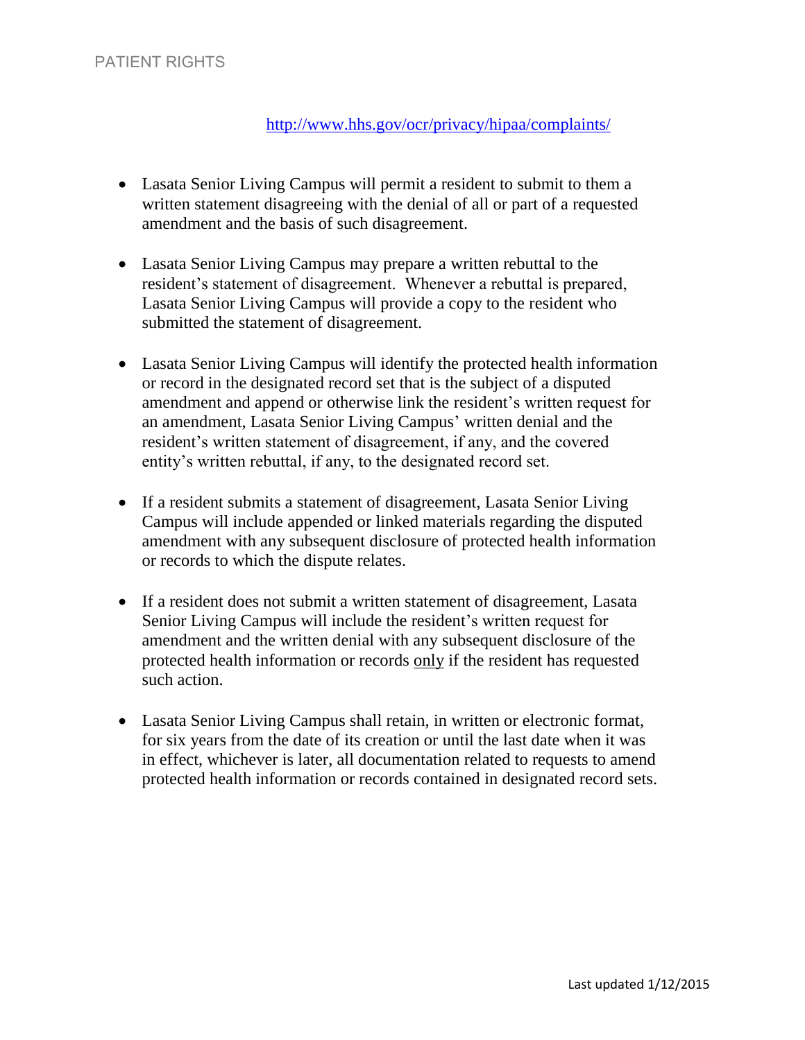http://www.hhs.gov/ocr/privacy/hipaa/complaints/

- Lasata Senior Living Campus will permit a resident to submit to them a written statement disagreeing with the denial of all or part of a requested amendment and the basis of such disagreement.

- Lasata Senior Living Campus may prepare a written rebuttal to the resident's statement of disagreement. Whenever a rebuttal is prepared, Lasata Senior Living Campus will provide a copy to the resident who submitted the statement of disagreement.

- Lasata Senior Living Campus will identify the protected health information or record in the designated record set that is the subject of a disputed amendment and append or otherwise link the resident's written request for an amendment, Lasata Senior Living Campus' written denial and the resident's written statement of disagreement, if any, and the covered entity's written rebuttal, if any, to the designated record set.

- If a resident submits a statement of disagreement, Lasata Senior Living Campus will include appended or linked materials regarding the disputed amendment with any subsequent disclosure of protected health information or records to which the dispute relates.

- If a resident does not submit a written statement of disagreement, Lasata Senior Living Campus will include the resident's written request for amendment and the written denial with any subsequent disclosure of the protected health information or records only if the resident has requested such action.

- Lasata Senior Living Campus shall retain, in written or electronic format, for six years from the date of its creation or until the last date when it was in effect, whichever is later, all documentation related to requests to amend protected health information or records contained in designated record sets.